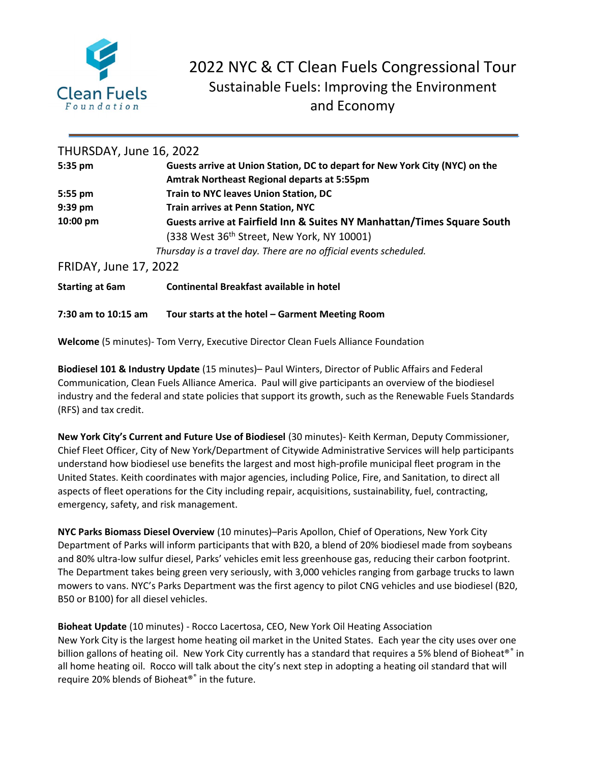# 2022 NYC & CT Clean Fuels Congressional Tour

## Sustainable Fuels: Improving the Environment and Economy

### THURSDAY, June 16, 2022

| | |
|---|---|
| **5:35 pm** | **Guests arrive at Union Station, DC to depart for New York City (NYC) on the Amtrak Northeast Regional departs at 5:55pm** |
| **5:55 pm** | **Train to NYC leaves Union Station, DC** |
| **9:39 pm** | **Train arrives at Penn Station, NYC** |
| **10:00 pm** | **Guests arrive at Fairfield Inn & Suites NY Manhattan/Times Square South** (338 West 36th Street, New York, NY 10001) |

*Thursday is a travel day. There are no official events scheduled.*

### FRIDAY, June 17, 2022

| | |
|---|---|
| **Starting at 6am** | **Continental Breakfast available in hotel** |
| **7:30 am to 10:15 am** | **Tour starts at the hotel – Garment Meeting Room** |

**Welcome** (5 minutes)- Tom Verry, Executive Director Clean Fuels Alliance Foundation

**Biodiesel 101 & Industry Update** (15 minutes)– Paul Winters, Director of Public Affairs and Federal Communication, Clean Fuels Alliance America. Paul will give participants an overview of the biodiesel industry and the federal and state policies that support its growth, such as the Renewable Fuels Standards (RFS) and tax credit.

**New York City's Current and Future Use of Biodiesel** (30 minutes)- Keith Kerman, Deputy Commissioner, Chief Fleet Officer, City of New York/Department of Citywide Administrative Services will help participants understand how biodiesel use benefits the largest and most high-profile municipal fleet program in the United States. Keith coordinates with major agencies, including Police, Fire, and Sanitation, to direct all aspects of fleet operations for the City including repair, acquisitions, sustainability, fuel, contracting, emergency, safety, and risk management.

**NYC Parks Biomass Diesel Overview** (10 minutes)–Paris Apollon, Chief of Operations, New York City Department of Parks will inform participants that with B20, a blend of 20% biodiesel made from soybeans and 80% ultra-low sulfur diesel, Parks' vehicles emit less greenhouse gas, reducing their carbon footprint. The Department takes being green very seriously, with 3,000 vehicles ranging from garbage trucks to lawn mowers to vans. NYC's Parks Department was the first agency to pilot CNG vehicles and use biodiesel (B20, B50 or B100) for all diesel vehicles.

**Bioheat Update** (10 minutes) - Rocco Lacertosa, CEO, New York Oil Heating Association
New York City is the largest home heating oil market in the United States. Each year the city uses over one billion gallons of heating oil. New York City currently has a standard that requires a 5% blend of Bioheat®® in all home heating oil. Rocco will talk about the city's next step in adopting a heating oil standard that will require 20% blends of Bioheat®® in the future.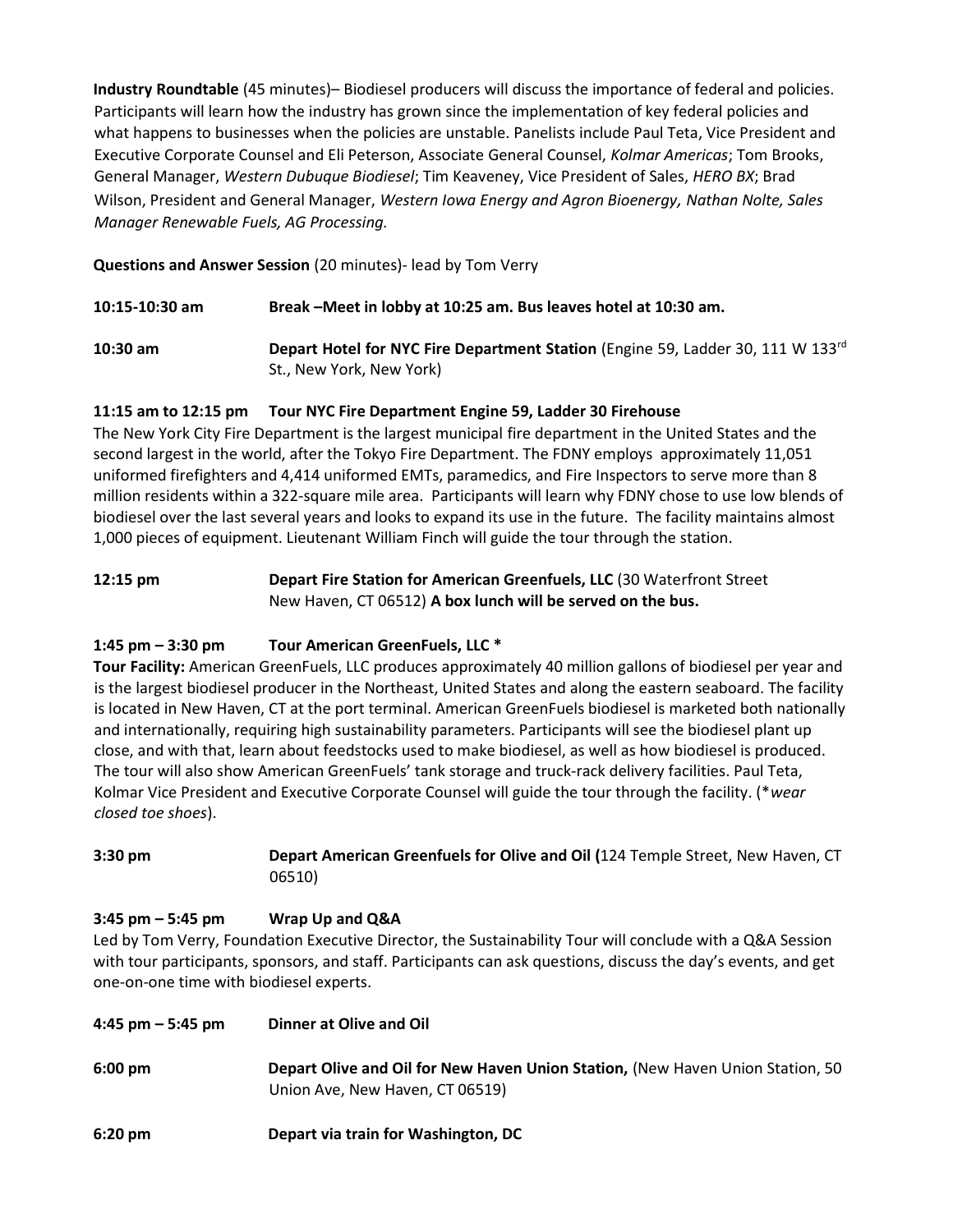**Industry Roundtable** (45 minutes)– Biodiesel producers will discuss the importance of federal and policies. Participants will learn how the industry has grown since the implementation of key federal policies and what happens to businesses when the policies are unstable. Panelists include Paul Teta, Vice President and Executive Corporate Counsel and Eli Peterson, Associate General Counsel, *Kolmar Americas*; Tom Brooks, General Manager, *Western Dubuque Biodiesel*; Tim Keaveney, Vice President of Sales, *HERO BX*; Brad Wilson, President and General Manager, *Western Iowa Energy and Agron Bioenergy, Nathan Nolte, Sales Manager Renewable Fuels, AG Processing.*

**Questions and Answer Session** (20 minutes)- lead by Tom Verry

**10:15-10:30 am** **Break –Meet in lobby at 10:25 am. Bus leaves hotel at 10:30 am.**

**10:30 am** **Depart Hotel for NYC Fire Department Station** (Engine 59, Ladder 30, 111 W 133rd St., New York, New York)

**11:15 am to 12:15 pm Tour NYC Fire Department Engine 59, Ladder 30 Firehouse**

The New York City Fire Department is the largest municipal fire department in the United States and the second largest in the world, after the Tokyo Fire Department. The FDNY employs approximately 11,051 uniformed firefighters and 4,414 uniformed EMTs, paramedics, and Fire Inspectors to serve more than 8 million residents within a 322-square mile area. Participants will learn why FDNY chose to use low blends of biodiesel over the last several years and looks to expand its use in the future. The facility maintains almost 1,000 pieces of equipment. Lieutenant William Finch will guide the tour through the station.

**12:15 pm** **Depart Fire Station for American Greenfuels, LLC** (30 Waterfront Street New Haven, CT 06512) **A box lunch will be served on the bus.**

**1:45 pm – 3:30 pm Tour American GreenFuels, LLC \***

**Tour Facility:** American GreenFuels, LLC produces approximately 40 million gallons of biodiesel per year and is the largest biodiesel producer in the Northeast, United States and along the eastern seaboard. The facility is located in New Haven, CT at the port terminal. American GreenFuels biodiesel is marketed both nationally and internationally, requiring high sustainability parameters. Participants will see the biodiesel plant up close, and with that, learn about feedstocks used to make biodiesel, as well as how biodiesel is produced. The tour will also show American GreenFuels' tank storage and truck-rack delivery facilities. Paul Teta, Kolmar Vice President and Executive Corporate Counsel will guide the tour through the facility. (*\*wear closed toe shoes*).

**3:30 pm** **Depart American Greenfuels for Olive and Oil (**124 Temple Street, New Haven, CT 06510)

**3:45 pm – 5:45 pm Wrap Up and Q&A**

Led by Tom Verry, Foundation Executive Director, the Sustainability Tour will conclude with a Q&A Session with tour participants, sponsors, and staff. Participants can ask questions, discuss the day's events, and get one-on-one time with biodiesel experts.

**4:45 pm – 5:45 pm** **Dinner at Olive and Oil**

**6:00 pm** **Depart Olive and Oil for New Haven Union Station,** (New Haven Union Station, 50 Union Ave, New Haven, CT 06519)

**6:20 pm** **Depart via train for Washington, DC**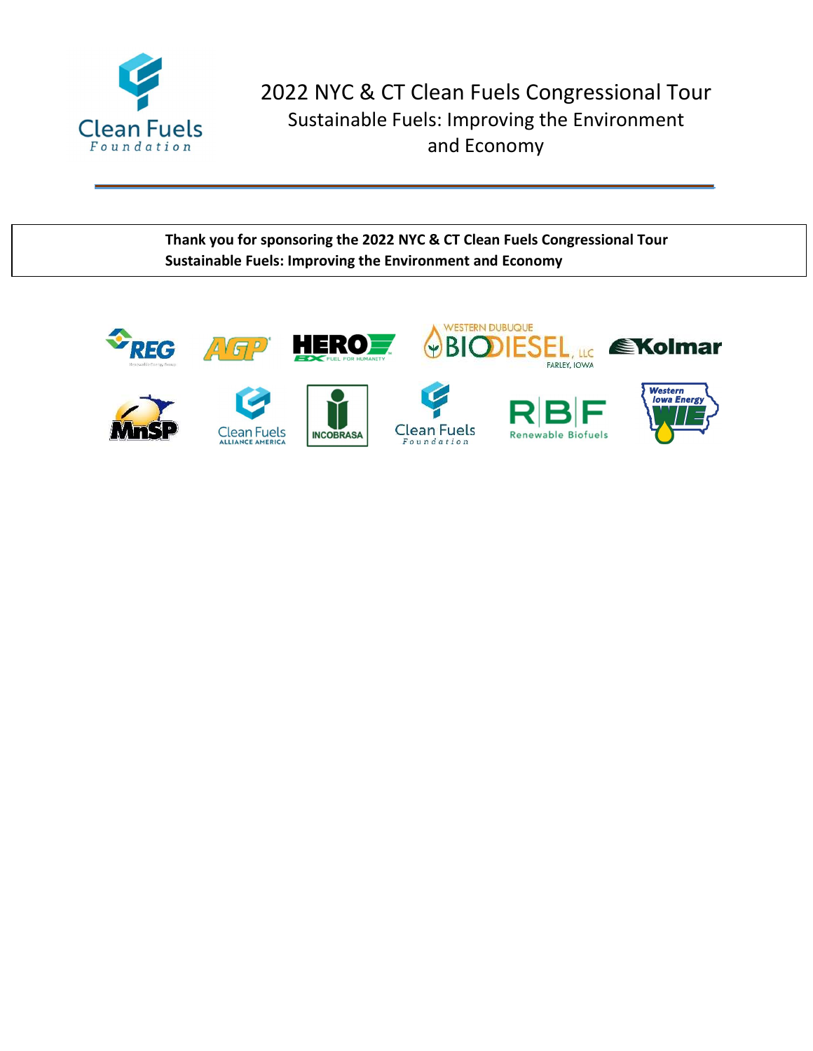# 2022 NYC & CT Clean Fuels Congressional Tour

## Sustainable Fuels: Improving the Environment and Economy

**Thank you for sponsoring the 2022 NYC & CT Clean Fuels Congressional Tour**
**Sustainable Fuels: Improving the Environment and Economy**